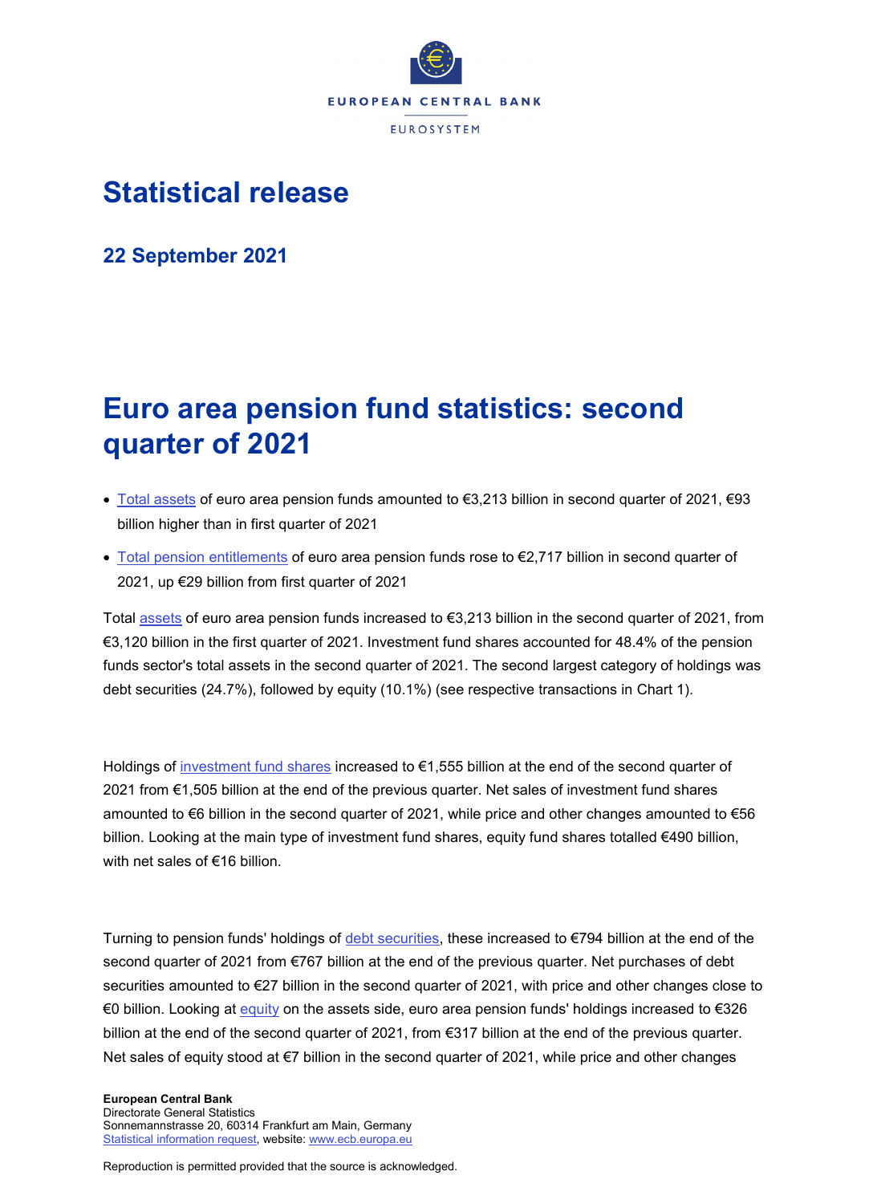EUROPEAN CENTRAL BANK

EUROSYSTEM

# Statistical release

## 22 September 2021

# Euro area pension fund statistics: second quarter of 2021

- Total assets of euro area pension funds amounted to €3,213 billion in second quarter of 2021, €93 billion higher than in first quarter of 2021
- Total pension entitlements of euro area pension funds rose to €2,717 billion in second quarter of 2021, up €29 billion from first quarter of 2021

Total assets of euro area pension funds increased to €3,213 billion in the second quarter of 2021, from €3,120 billion in the first quarter of 2021. Investment fund shares accounted for 48.4% of the pension funds sector's total assets in the second quarter of 2021. The second largest category of holdings was debt securities (24.7%), followed by equity (10.1%) (see respective transactions in Chart 1).

Holdings of investment fund shares increased to €1,555 billion at the end of the second quarter of 2021 from €1,505 billion at the end of the previous quarter. Net sales of investment fund shares amounted to €6 billion in the second quarter of 2021, while price and other changes amounted to €56 billion. Looking at the main type of investment fund shares, equity fund shares totalled €490 billion, with net sales of €16 billion.

Turning to pension funds' holdings of debt securities, these increased to €794 billion at the end of the second quarter of 2021 from €767 billion at the end of the previous quarter. Net purchases of debt securities amounted to €27 billion in the second quarter of 2021, with price and other changes close to €0 billion. Looking at equity on the assets side, euro area pension funds' holdings increased to €326 billion at the end of the second quarter of 2021, from €317 billion at the end of the previous quarter. Net sales of equity stood at €7 billion in the second quarter of 2021, while price and other changes

**European Central Bank**
Directorate General Statistics
Sonnemannstrasse 20, 60314 Frankfurt am Main, Germany
Statistical information request, website: www.ecb.europa.eu

Reproduction is permitted provided that the source is acknowledged.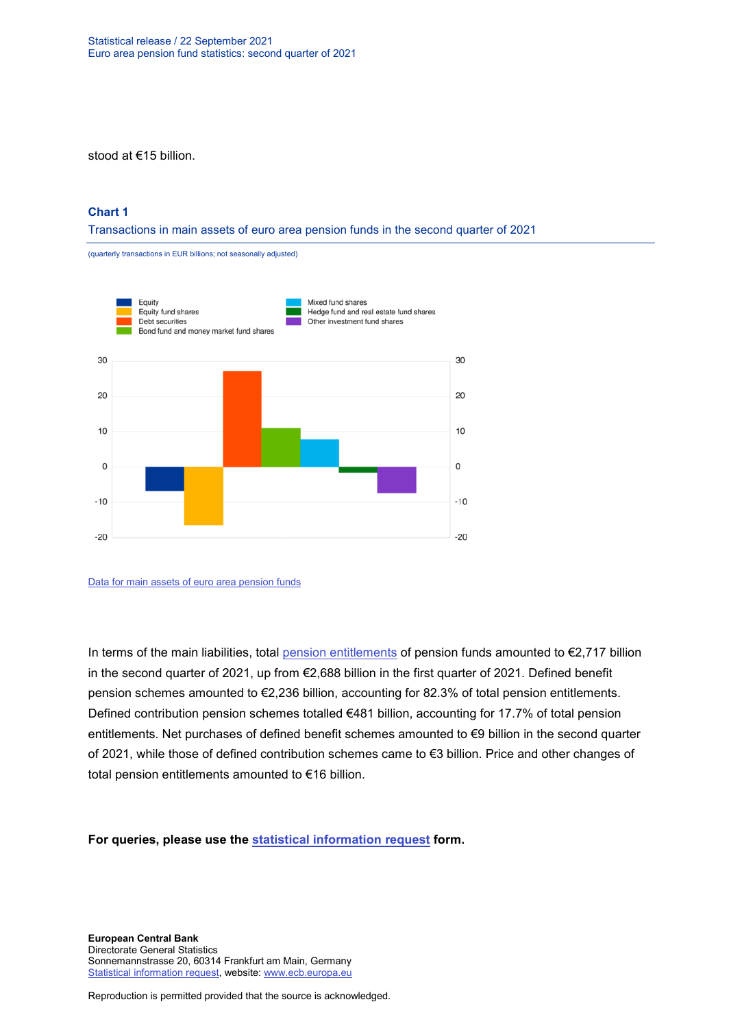stood at €15 billion.

**Chart 1**

Transactions in main assets of euro area pension funds in the second quarter of 2021

(quarterly transactions in EUR billions; not seasonally adjusted)

Data for main assets of euro area pension funds

In terms of the main liabilities, total pension entitlements of pension funds amounted to €2,717 billion in the second quarter of 2021, up from €2,688 billion in the first quarter of 2021. Defined benefit pension schemes amounted to €2,236 billion, accounting for 82.3% of total pension entitlements. Defined contribution pension schemes totalled €481 billion, accounting for 17.7% of total pension entitlements. Net purchases of defined benefit schemes amounted to €9 billion in the second quarter of 2021, while those of defined contribution schemes came to €3 billion. Price and other changes of total pension entitlements amounted to €16 billion.

**For queries, please use the statistical information request form.**

**European Central Bank**
Directorate General Statistics
Sonnemannstrasse 20, 60314 Frankfurt am Main, Germany
Statistical information request, website: www.ecb.europa.eu

Reproduction is permitted provided that the source is acknowledged.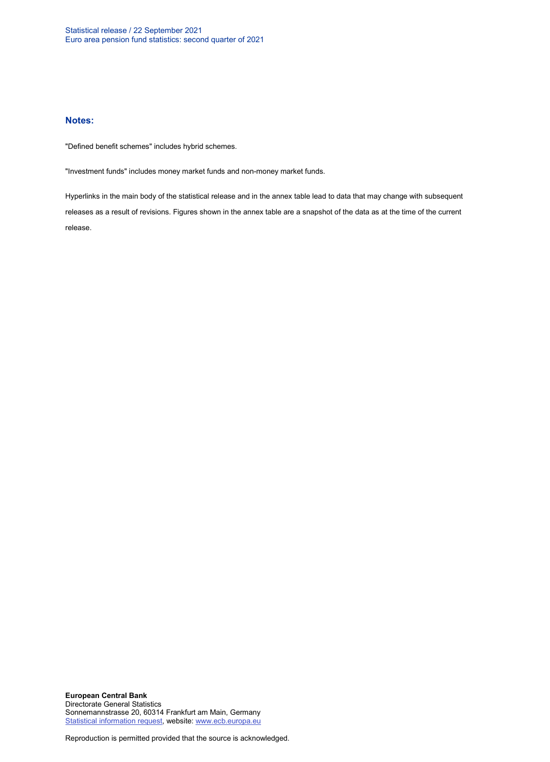## Notes:

"Defined benefit schemes" includes hybrid schemes.

"Investment funds" includes money market funds and non-money market funds.

Hyperlinks in the main body of the statistical release and in the annex table lead to data that may change with subsequent releases as a result of revisions. Figures shown in the annex table are a snapshot of the data as at the time of the current release.

**European Central Bank**
Directorate General Statistics
Sonnemannstrasse 20, 60314 Frankfurt am Main, Germany
Statistical information request, website: www.ecb.europa.eu

Reproduction is permitted provided that the source is acknowledged.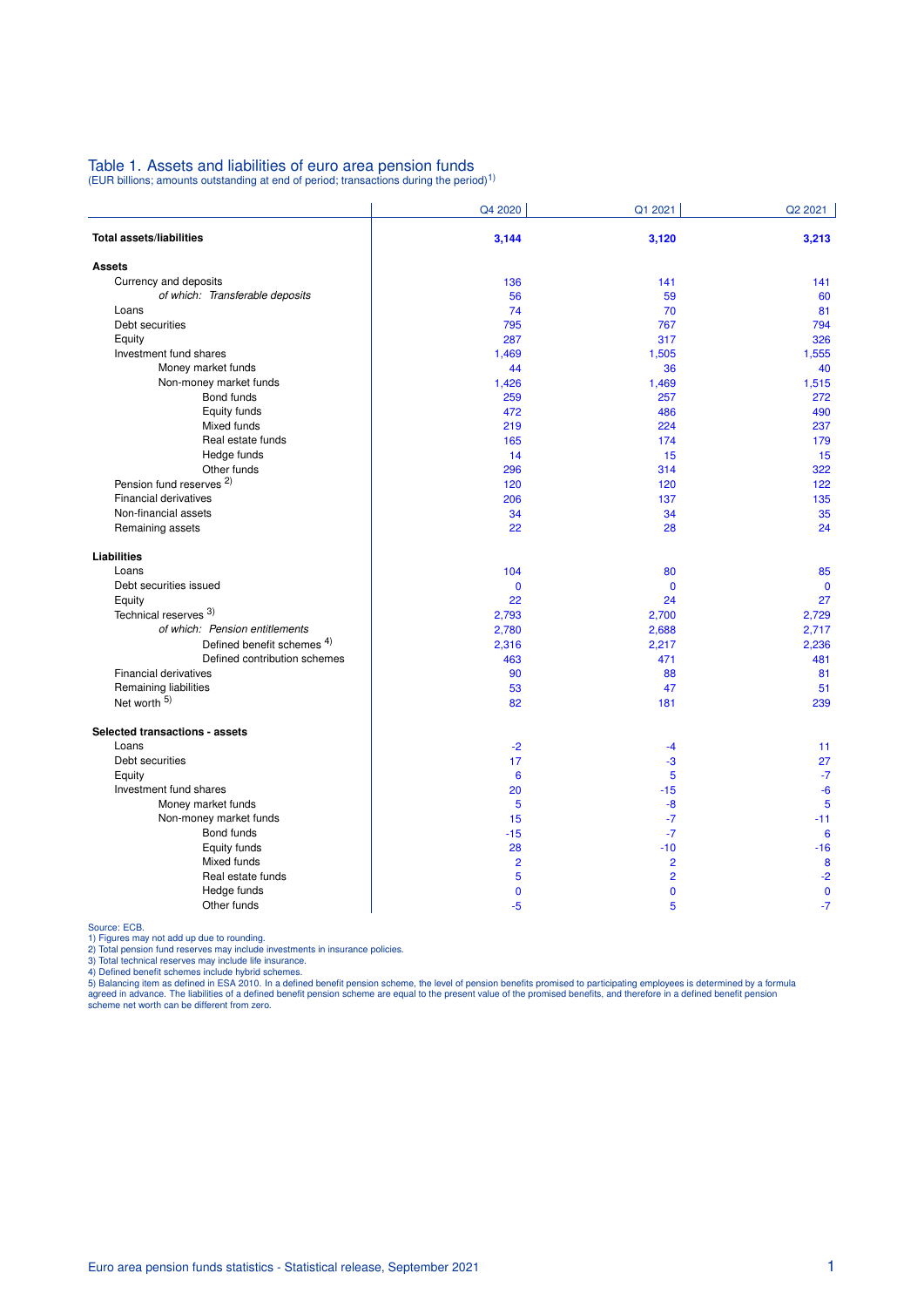## Table 1. Assets and liabilities of euro area pension funds

(EUR billions; amounts outstanding at end of period; transactions during the period)[1)]

| | Q4 2020 | Q1 2021 | Q2 2021 |
|---|---|---|---|
| **Total assets/liabilities** | **3,144** | **3,120** | **3,213** |
| **Assets** | | | |
| Currency and deposits | 136 | 141 | 141 |
| *of which: Transferable deposits* | 56 | 59 | 60 |
| Loans | 74 | 70 | 81 |
| Debt securities | 795 | 767 | 794 |
| Equity | 287 | 317 | 326 |
| Investment fund shares | 1,469 | 1,505 | 1,555 |
| Money market funds | 44 | 36 | 40 |
| Non-money market funds | 1,426 | 1,469 | 1,515 |
| Bond funds | 259 | 257 | 272 |
| Equity funds | 472 | 486 | 490 |
| Mixed funds | 219 | 224 | 237 |
| Real estate funds | 165 | 174 | 179 |
| Hedge funds | 14 | 15 | 15 |
| Other funds | 296 | 314 | 322 |
| Pension fund reserves [2)] | 120 | 120 | 122 |
| Financial derivatives | 206 | 137 | 135 |
| Non-financial assets | 34 | 34 | 35 |
| Remaining assets | 22 | 28 | 24 |
| **Liabilities** | | | |
| Loans | 104 | 80 | 85 |
| Debt securities issued | 0 | 0 | 0 |
| Equity | 22 | 24 | 27 |
| Technical reserves [3)] | 2,793 | 2,700 | 2,729 |
| *of which: Pension entitlements* | 2,780 | 2,688 | 2,717 |
| Defined benefit schemes [4)] | 2,316 | 2,217 | 2,236 |
| Defined contribution schemes | 463 | 471 | 481 |
| Financial derivatives | 90 | 88 | 81 |
| Remaining liabilities | 53 | 47 | 51 |
| Net worth [5)] | 82 | 181 | 239 |
| **Selected transactions - assets** | | | |
| Loans | -2 | -4 | 11 |
| Debt securities | 17 | -3 | 27 |
| Equity | 6 | 5 | -7 |
| Investment fund shares | 20 | -15 | -6 |
| Money market funds | 5 | -8 | 5 |
| Non-money market funds | 15 | -7 | -11 |
| Bond funds | -15 | -7 | 6 |
| Equity funds | 28 | -10 | -16 |
| Mixed funds | 2 | 2 | 8 |
| Real estate funds | 5 | 2 | -2 |
| Hedge funds | 0 | 0 | 0 |
| Other funds | -5 | 5 | -7 |

Source: ECB.
1) Figures may not add up due to rounding.
2) Total pension fund reserves may include investments in insurance policies.
3) Total technical reserves may include life insurance.
4) Defined benefit schemes include hybrid schemes.
5) Balancing item as defined in ESA 2010. In a defined benefit pension scheme, the level of pension benefits promised to participating employees is determined by a formula agreed in advance. The liabilities of a defined benefit pension scheme are equal to the present value of the promised benefits, and therefore in a defined benefit pension scheme net worth can be different from zero.